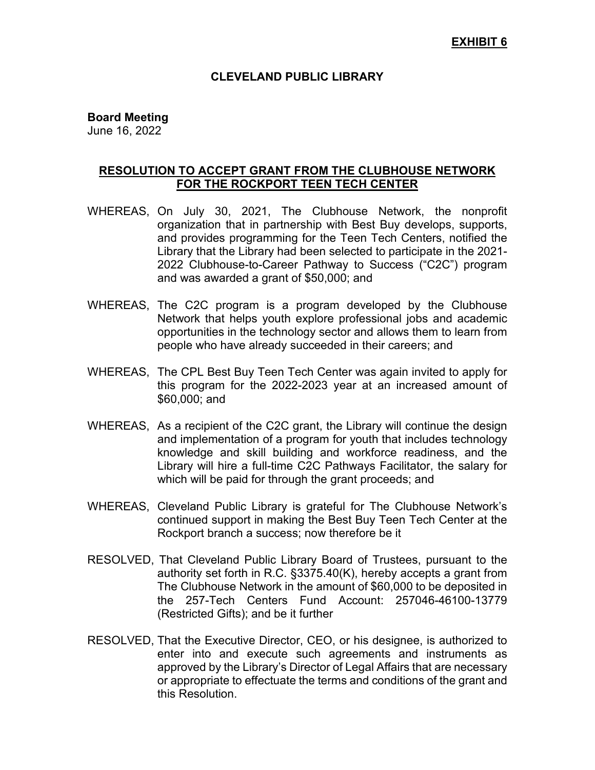**EXHIBIT 6**

## CLEVELAND PUBLIC LIBRARY

**Board Meeting**
June 16, 2022

### RESOLUTION TO ACCEPT GRANT FROM THE CLUBHOUSE NETWORK FOR THE ROCKPORT TEEN TECH CENTER

WHEREAS, On July 30, 2021, The Clubhouse Network, the nonprofit organization that in partnership with Best Buy develops, supports, and provides programming for the Teen Tech Centers, notified the Library that the Library had been selected to participate in the 2021-2022 Clubhouse-to-Career Pathway to Success ("C2C") program and was awarded a grant of $50,000; and

WHEREAS, The C2C program is a program developed by the Clubhouse Network that helps youth explore professional jobs and academic opportunities in the technology sector and allows them to learn from people who have already succeeded in their careers; and

WHEREAS, The CPL Best Buy Teen Tech Center was again invited to apply for this program for the 2022-2023 year at an increased amount of $60,000; and

WHEREAS, As a recipient of the C2C grant, the Library will continue the design and implementation of a program for youth that includes technology knowledge and skill building and workforce readiness, and the Library will hire a full-time C2C Pathways Facilitator, the salary for which will be paid for through the grant proceeds; and

WHEREAS, Cleveland Public Library is grateful for The Clubhouse Network's continued support in making the Best Buy Teen Tech Center at the Rockport branch a success; now therefore be it

RESOLVED, That Cleveland Public Library Board of Trustees, pursuant to the authority set forth in R.C. §3375.40(K), hereby accepts a grant from The Clubhouse Network in the amount of $60,000 to be deposited in the 257-Tech Centers Fund Account: 257046-46100-13779 (Restricted Gifts); and be it further

RESOLVED, That the Executive Director, CEO, or his designee, is authorized to enter into and execute such agreements and instruments as approved by the Library's Director of Legal Affairs that are necessary or appropriate to effectuate the terms and conditions of the grant and this Resolution.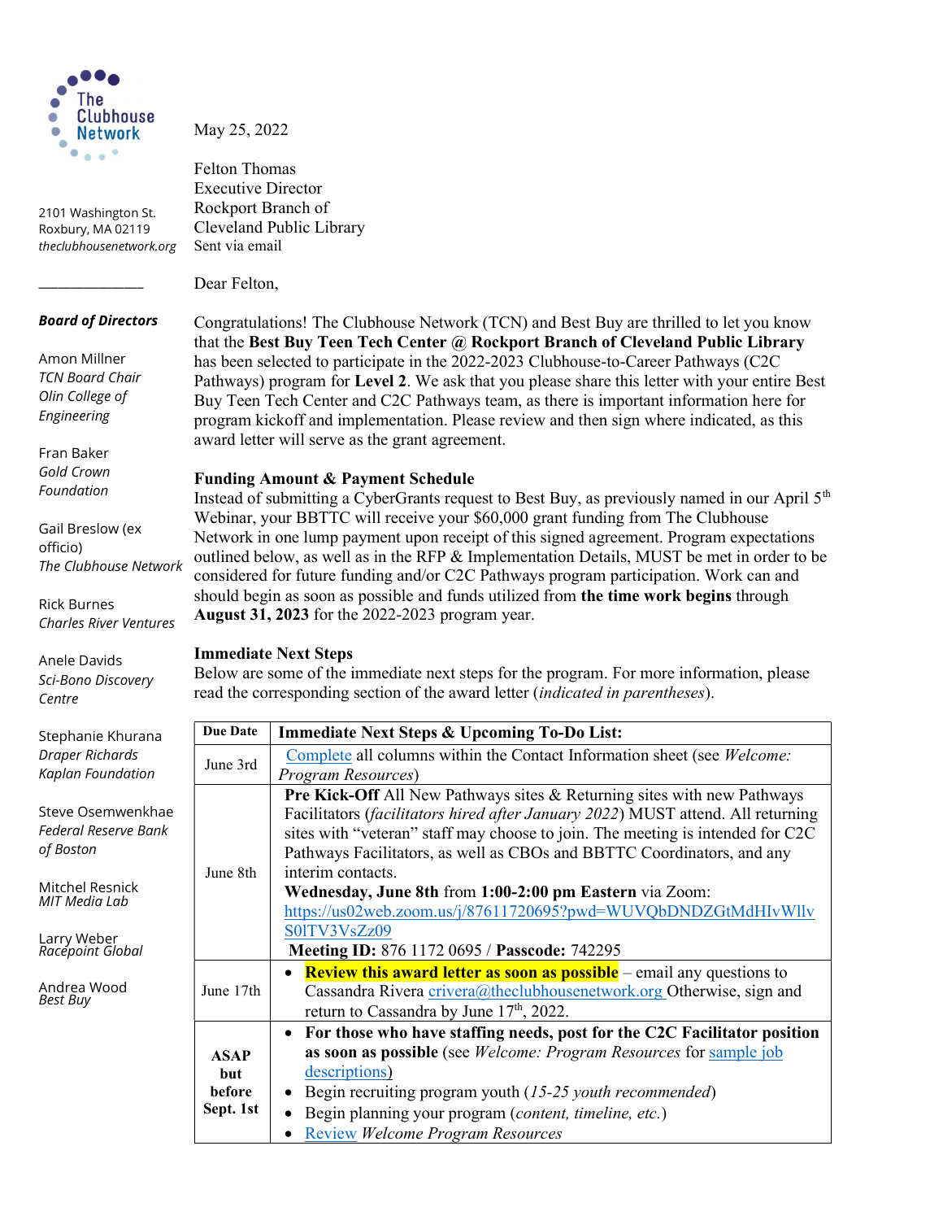The Clubhouse Network

2101 Washington St.
Roxbury, MA 02119
*theclubhousenetwork.org*

______________

***Board of Directors***

Amon Millner
*TCN Board Chair*
*Olin College of Engineering*

Fran Baker
*Gold Crown Foundation*

Gail Breslow (ex officio)
*The Clubhouse Network*

Rick Burnes
*Charles River Ventures*

Anele Davids
*Sci-Bono Discovery Centre*

Stephanie Khurana
*Draper Richards Kaplan Foundation*

Steve Osemwenkhae
*Federal Reserve Bank of Boston*

Mitchel Resnick
*MIT Media Lab*

Larry Weber
*Racepoint Global*

Andrea Wood
*Best Buy*

May 25, 2022

Felton Thomas
Executive Director
Rockport Branch of
Cleveland Public Library
Sent via email

Dear Felton,

Congratulations! The Clubhouse Network (TCN) and Best Buy are thrilled to let you know that the **Best Buy Teen Tech Center @ Rockport Branch of Cleveland Public Library** has been selected to participate in the 2022-2023 Clubhouse-to-Career Pathways (C2C Pathways) program for **Level 2**. We ask that you please share this letter with your entire Best Buy Teen Tech Center and C2C Pathways team, as there is important information here for program kickoff and implementation. Please review and then sign where indicated, as this award letter will serve as the grant agreement.

**Funding Amount & Payment Schedule**
Instead of submitting a CyberGrants request to Best Buy, as previously named in our April 5th Webinar, your BBTTC will receive your $60,000 grant funding from The Clubhouse Network in one lump payment upon receipt of this signed agreement. Program expectations outlined below, as well as in the RFP & Implementation Details, MUST be met in order to be considered for future funding and/or C2C Pathways program participation. Work can and should begin as soon as possible and funds utilized from **the time work begins** through **August 31, 2023** for the 2022-2023 program year.

**Immediate Next Steps**
Below are some of the immediate next steps for the program. For more information, please read the corresponding section of the award letter (*indicated in parentheses*).

| Due Date | Immediate Next Steps & Upcoming To-Do List: |
|---|---|
| June 3rd | Complete all columns within the Contact Information sheet (see *Welcome: Program Resources*) |
| June 8th | **Pre Kick-Off** All New Pathways sites & Returning sites with new Pathways Facilitators (*facilitators hired after January 2022*) MUST attend. All returning sites with "veteran" staff may choose to join. The meeting is intended for C2C Pathways Facilitators, as well as CBOs and BBTTC Coordinators, and any interim contacts. **Wednesday, June 8th** from **1:00-2:00 pm Eastern** via Zoom: https://us02web.zoom.us/j/87611720695?pwd=WUVQbDNDZGtMdHIvWllvS0lTV3VsZz09 **Meeting ID:** 876 1172 0695 / **Passcode:** 742295 |
| June 17th | • **Review this award letter as soon as possible** – email any questions to Cassandra Rivera crivera@theclubhousenetwork.org Otherwise, sign and return to Cassandra by June 17th, 2022. |
| **ASAP but before Sept. 1st** | • **For those who have staffing needs, post for the C2C Facilitator position as soon as possible** (see *Welcome: Program Resources* for sample job descriptions) • Begin recruiting program youth (*15-25 youth recommended*) • Begin planning your program (*content, timeline, etc.*) • Review *Welcome Program Resources* |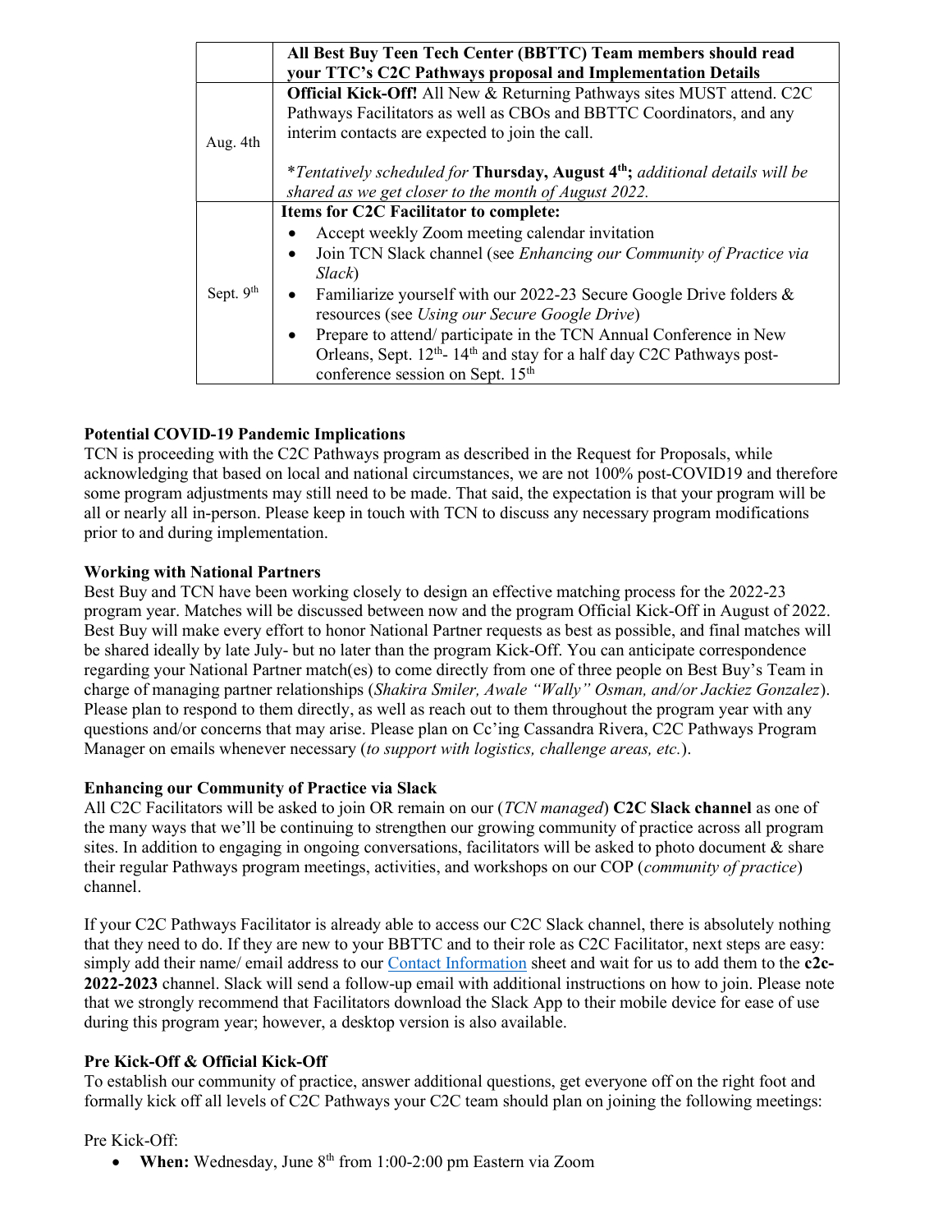| | All Best Buy Teen Tech Center (BBTTC) Team members should read your TTC's C2C Pathways proposal and Implementation Details |
|---|---|
| Aug. 4th | **Official Kick-Off!** All New & Returning Pathways sites MUST attend. C2C Pathways Facilitators as well as CBOs and BBTTC Coordinators, and any interim contacts are expected to join the call.<br><br>*\*Tentatively scheduled for* **Thursday, August 4th;** *additional details will be shared as we get closer to the month of August 2022.* |
| Sept. 9th | **Items for C2C Facilitator to complete:**<br>• Accept weekly Zoom meeting calendar invitation<br>• Join TCN Slack channel (see *Enhancing our Community of Practice via Slack*)<br>• Familiarize yourself with our 2022-23 Secure Google Drive folders & resources (see *Using our Secure Google Drive*)<br>• Prepare to attend/ participate in the TCN Annual Conference in New Orleans, Sept. 12th- 14th and stay for a half day C2C Pathways post-conference session on Sept. 15th |

**Potential COVID-19 Pandemic Implications**

TCN is proceeding with the C2C Pathways program as described in the Request for Proposals, while acknowledging that based on local and national circumstances, we are not 100% post-COVID19 and therefore some program adjustments may still need to be made. That said, the expectation is that your program will be all or nearly all in-person. Please keep in touch with TCN to discuss any necessary program modifications prior to and during implementation.

**Working with National Partners**

Best Buy and TCN have been working closely to design an effective matching process for the 2022-23 program year. Matches will be discussed between now and the program Official Kick-Off in August of 2022. Best Buy will make every effort to honor National Partner requests as best as possible, and final matches will be shared ideally by late July- but no later than the program Kick-Off. You can anticipate correspondence regarding your National Partner match(es) to come directly from one of three people on Best Buy's Team in charge of managing partner relationships (*Shakira Smiler, Awale "Wally" Osman, and/or Jackiez Gonzalez*). Please plan to respond to them directly, as well as reach out to them throughout the program year with any questions and/or concerns that may arise. Please plan on Cc'ing Cassandra Rivera, C2C Pathways Program Manager on emails whenever necessary (*to support with logistics, challenge areas, etc.*).

**Enhancing our Community of Practice via Slack**

All C2C Facilitators will be asked to join OR remain on our (*TCN managed*) **C2C Slack channel** as one of the many ways that we'll be continuing to strengthen our growing community of practice across all program sites. In addition to engaging in ongoing conversations, facilitators will be asked to photo document & share their regular Pathways program meetings, activities, and workshops on our COP (*community of practice*) channel.

If your C2C Pathways Facilitator is already able to access our C2C Slack channel, there is absolutely nothing that they need to do. If they are new to your BBTTC and to their role as C2C Facilitator, next steps are easy: simply add their name/ email address to our Contact Information sheet and wait for us to add them to the **c2c-2022-2023** channel. Slack will send a follow-up email with additional instructions on how to join. Please note that we strongly recommend that Facilitators download the Slack App to their mobile device for ease of use during this program year; however, a desktop version is also available.

**Pre Kick-Off & Official Kick-Off**

To establish our community of practice, answer additional questions, get everyone off on the right foot and formally kick off all levels of C2C Pathways your C2C team should plan on joining the following meetings:

Pre Kick-Off:

- **When:** Wednesday, June 8th from 1:00-2:00 pm Eastern via Zoom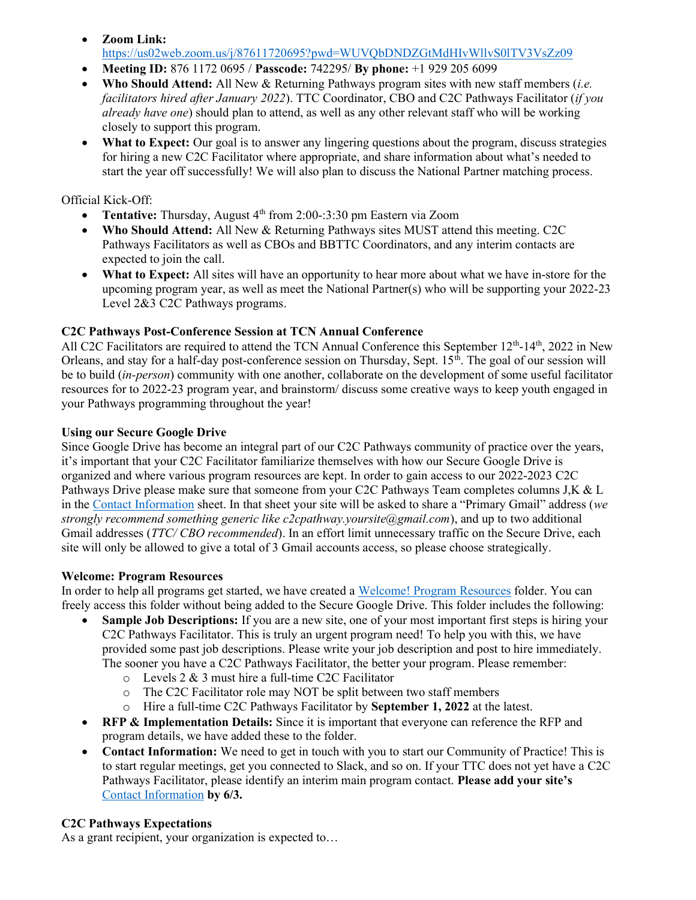- **Zoom Link:** https://us02web.zoom.us/j/87611720695?pwd=WUVQbDNDZGtMdHIvWllvS0lTV3VsZz09
- **Meeting ID:** 876 1172 0695 / **Passcode:** 742295/ **By phone:** +1 929 205 6099
- **Who Should Attend:** All New & Returning Pathways program sites with new staff members (*i.e. facilitators hired after January 2022*). TTC Coordinator, CBO and C2C Pathways Facilitator (*if you already have one*) should plan to attend, as well as any other relevant staff who will be working closely to support this program.
- **What to Expect:** Our goal is to answer any lingering questions about the program, discuss strategies for hiring a new C2C Facilitator where appropriate, and share information about what's needed to start the year off successfully! We will also plan to discuss the National Partner matching process.

Official Kick-Off:

- **Tentative:** Thursday, August 4th from 2:00-:3:30 pm Eastern via Zoom
- **Who Should Attend:** All New & Returning Pathways sites MUST attend this meeting. C2C Pathways Facilitators as well as CBOs and BBTTC Coordinators, and any interim contacts are expected to join the call.
- **What to Expect:** All sites will have an opportunity to hear more about what we have in-store for the upcoming program year, as well as meet the National Partner(s) who will be supporting your 2022-23 Level 2&3 C2C Pathways programs.

**C2C Pathways Post-Conference Session at TCN Annual Conference**

All C2C Facilitators are required to attend the TCN Annual Conference this September 12th-14th, 2022 in New Orleans, and stay for a half-day post-conference session on Thursday, Sept. 15th. The goal of our session will be to build (*in-person*) community with one another, collaborate on the development of some useful facilitator resources for to 2022-23 program year, and brainstorm/ discuss some creative ways to keep youth engaged in your Pathways programming throughout the year!

**Using our Secure Google Drive**

Since Google Drive has become an integral part of our C2C Pathways community of practice over the years, it's important that your C2C Facilitator familiarize themselves with how our Secure Google Drive is organized and where various program resources are kept. In order to gain access to our 2022-2023 C2C Pathways Drive please make sure that someone from your C2C Pathways Team completes columns J,K & L in the Contact Information sheet. In that sheet your site will be asked to share a "Primary Gmail" address (*we strongly recommend something generic like c2cpathway.yoursite@gmail.com*), and up to two additional Gmail addresses (*TTC/ CBO recommended*). In an effort limit unnecessary traffic on the Secure Drive, each site will only be allowed to give a total of 3 Gmail accounts access, so please choose strategically.

**Welcome: Program Resources**

In order to help all programs get started, we have created a Welcome! Program Resources folder. You can freely access this folder without being added to the Secure Google Drive. This folder includes the following:

- **Sample Job Descriptions:** If you are a new site, one of your most important first steps is hiring your C2C Pathways Facilitator. This is truly an urgent program need! To help you with this, we have provided some past job descriptions. Please write your job description and post to hire immediately. The sooner you have a C2C Pathways Facilitator, the better your program. Please remember:
  - Levels 2 & 3 must hire a full-time C2C Facilitator
  - The C2C Facilitator role may NOT be split between two staff members
  - Hire a full-time C2C Pathways Facilitator by **September 1, 2022** at the latest.
- **RFP & Implementation Details:** Since it is important that everyone can reference the RFP and program details, we have added these to the folder.
- **Contact Information:** We need to get in touch with you to start our Community of Practice! This is to start regular meetings, get you connected to Slack, and so on. If your TTC does not yet have a C2C Pathways Facilitator, please identify an interim main program contact. **Please add your site's** Contact Information **by 6/3.**

**C2C Pathways Expectations**

As a grant recipient, your organization is expected to…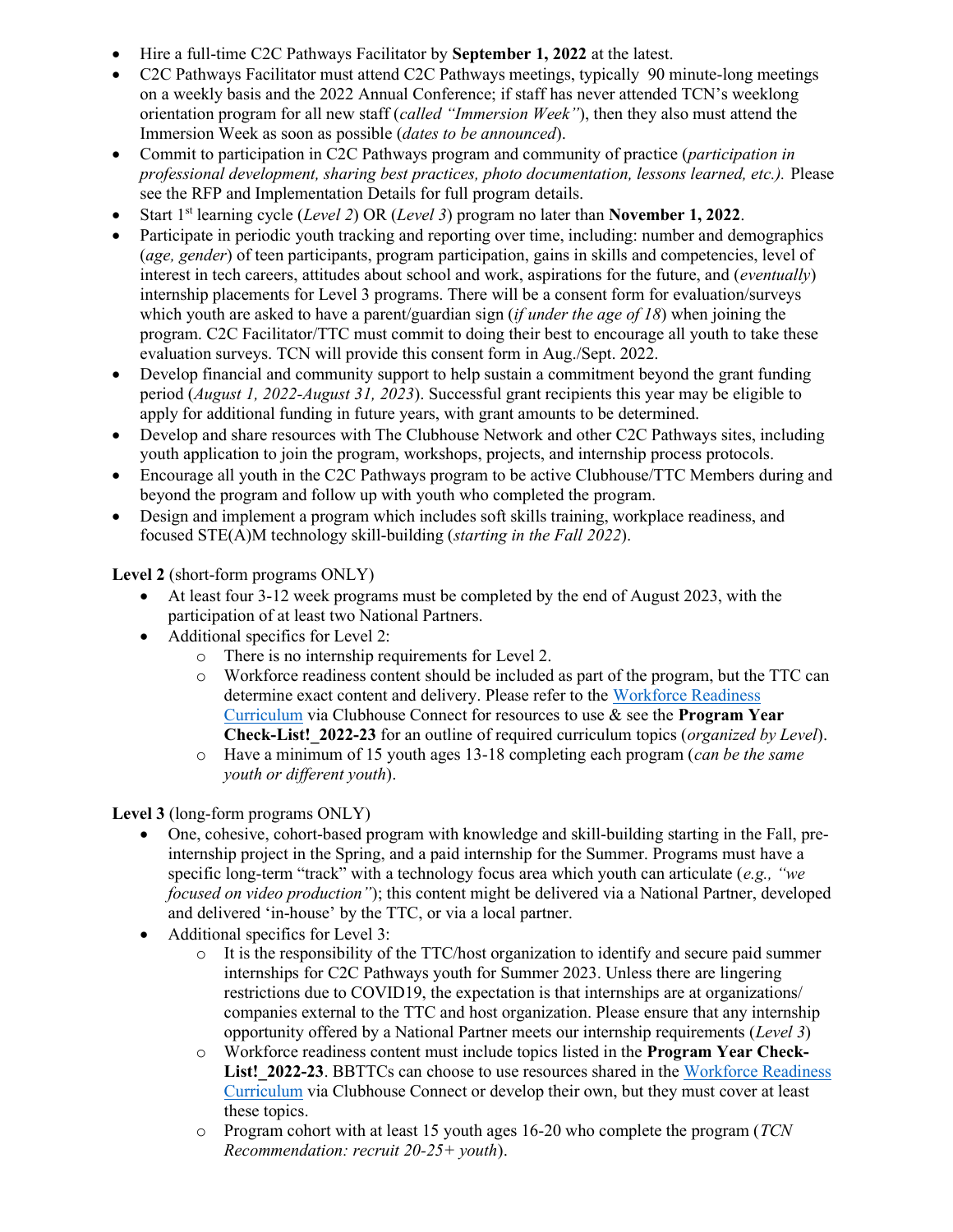- Hire a full-time C2C Pathways Facilitator by **September 1, 2022** at the latest.
- C2C Pathways Facilitator must attend C2C Pathways meetings, typically 90 minute-long meetings on a weekly basis and the 2022 Annual Conference; if staff has never attended TCN's weeklong orientation program for all new staff (*called "Immersion Week"*), then they also must attend the Immersion Week as soon as possible (*dates to be announced*).
- Commit to participation in C2C Pathways program and community of practice (*participation in professional development, sharing best practices, photo documentation, lessons learned, etc.).* Please see the RFP and Implementation Details for full program details.
- Start 1st learning cycle (*Level 2*) OR (*Level 3*) program no later than **November 1, 2022**.
- Participate in periodic youth tracking and reporting over time, including: number and demographics (*age, gender*) of teen participants, program participation, gains in skills and competencies, level of interest in tech careers, attitudes about school and work, aspirations for the future, and (*eventually*) internship placements for Level 3 programs. There will be a consent form for evaluation/surveys which youth are asked to have a parent/guardian sign (*if under the age of 18*) when joining the program. C2C Facilitator/TTC must commit to doing their best to encourage all youth to take these evaluation surveys. TCN will provide this consent form in Aug./Sept. 2022.
- Develop financial and community support to help sustain a commitment beyond the grant funding period (*August 1, 2022-August 31, 2023*). Successful grant recipients this year may be eligible to apply for additional funding in future years, with grant amounts to be determined.
- Develop and share resources with The Clubhouse Network and other C2C Pathways sites, including youth application to join the program, workshops, projects, and internship process protocols.
- Encourage all youth in the C2C Pathways program to be active Clubhouse/TTC Members during and beyond the program and follow up with youth who completed the program.
- Design and implement a program which includes soft skills training, workplace readiness, and focused STE(A)M technology skill-building (*starting in the Fall 2022*).

**Level 2** (short-form programs ONLY)

- At least four 3-12 week programs must be completed by the end of August 2023, with the participation of at least two National Partners.
- Additional specifics for Level 2:
  - There is no internship requirements for Level 2.
  - Workforce readiness content should be included as part of the program, but the TTC can determine exact content and delivery. Please refer to the Workforce Readiness Curriculum via Clubhouse Connect for resources to use & see the **Program Year Check-List!_2022-23** for an outline of required curriculum topics (*organized by Level*).
  - Have a minimum of 15 youth ages 13-18 completing each program (*can be the same youth or different youth*).

**Level 3** (long-form programs ONLY)

- One, cohesive, cohort-based program with knowledge and skill-building starting in the Fall, pre-internship project in the Spring, and a paid internship for the Summer. Programs must have a specific long-term "track" with a technology focus area which youth can articulate (*e.g., "we focused on video production"*); this content might be delivered via a National Partner, developed and delivered 'in-house' by the TTC, or via a local partner.
- Additional specifics for Level 3:
  - It is the responsibility of the TTC/host organization to identify and secure paid summer internships for C2C Pathways youth for Summer 2023. Unless there are lingering restrictions due to COVID19, the expectation is that internships are at organizations/ companies external to the TTC and host organization. Please ensure that any internship opportunity offered by a National Partner meets our internship requirements (*Level 3*)
  - Workforce readiness content must include topics listed in the **Program Year Check-List!_2022-23**. BBTTCs can choose to use resources shared in the Workforce Readiness Curriculum via Clubhouse Connect or develop their own, but they must cover at least these topics.
  - Program cohort with at least 15 youth ages 16-20 who complete the program (*TCN Recommendation: recruit 20-25+ youth*).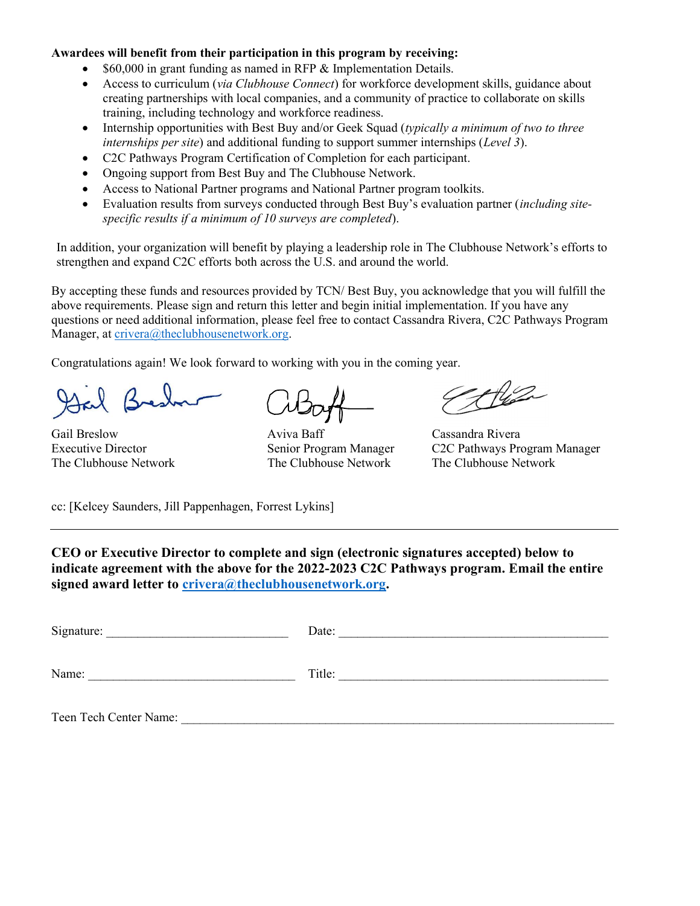**Awardees will benefit from their participation in this program by receiving:**

- $60,000 in grant funding as named in RFP & Implementation Details.
- Access to curriculum (*via Clubhouse Connect*) for workforce development skills, guidance about creating partnerships with local companies, and a community of practice to collaborate on skills training, including technology and workforce readiness.
- Internship opportunities with Best Buy and/or Geek Squad (*typically a minimum of two to three internships per site*) and additional funding to support summer internships (*Level 3*).
- C2C Pathways Program Certification of Completion for each participant.
- Ongoing support from Best Buy and The Clubhouse Network.
- Access to National Partner programs and National Partner program toolkits.
- Evaluation results from surveys conducted through Best Buy's evaluation partner (*including site-specific results if a minimum of 10 surveys are completed*).

In addition, your organization will benefit by playing a leadership role in The Clubhouse Network's efforts to strengthen and expand C2C efforts both across the U.S. and around the world.

By accepting these funds and resources provided by TCN/ Best Buy, you acknowledge that you will fulfill the above requirements. Please sign and return this letter and begin initial implementation. If you have any questions or need additional information, please feel free to contact Cassandra Rivera, C2C Pathways Program Manager, at crivera@theclubhousenetwork.org.

Congratulations again! We look forward to working with you in the coming year.

| | | |
|---|---|---|
| Gail Breslow<br>Executive Director<br>The Clubhouse Network | Aviva Baff<br>Senior Program Manager<br>The Clubhouse Network | Cassandra Rivera<br>C2C Pathways Program Manager<br>The Clubhouse Network |

cc: [Kelcey Saunders, Jill Pappenhagen, Forrest Lykins]

---

**CEO or Executive Director to complete and sign (electronic signatures accepted) below to indicate agreement with the above for the 2022-2023 C2C Pathways program. Email the entire signed award letter to crivera@theclubhousenetwork.org.**

Signature: ____________________________ Date: ____________________________________________

Name: ________________________________ Title: ____________________________________________

Teen Tech Center Name: ________________________________________________________________________